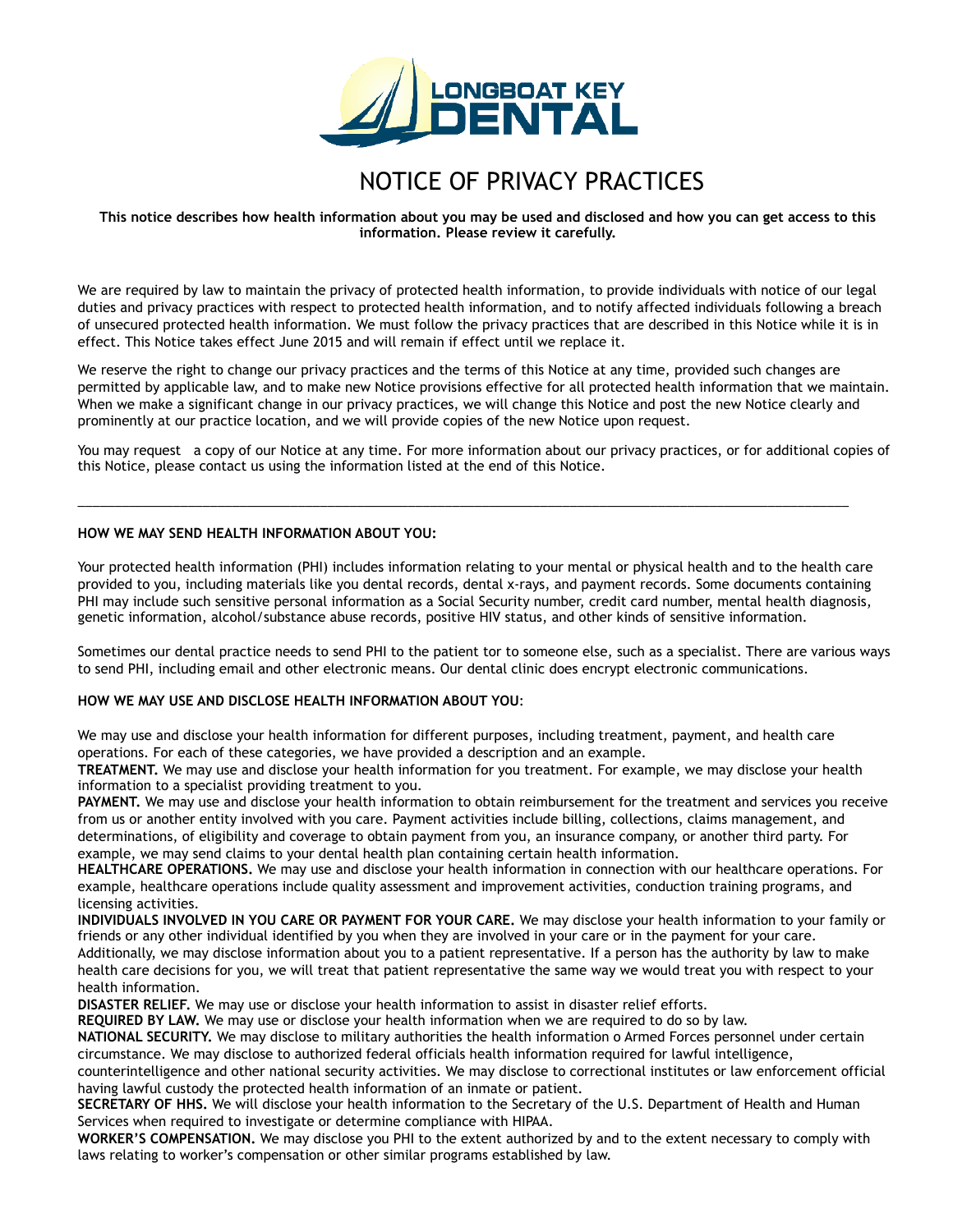LONGBOAT KEY DENTAL

# NOTICE OF PRIVACY PRACTICES

**This notice describes how health information about you may be used and disclosed and how you can get access to this information. Please review it carefully.**

We are required by law to maintain the privacy of protected health information, to provide individuals with notice of our legal duties and privacy practices with respect to protected health information, and to notify affected individuals following a breach of unsecured protected health information. We must follow the privacy practices that are described in this Notice while it is in effect. This Notice takes effect June 2015 and will remain if effect until we replace it.

We reserve the right to change our privacy practices and the terms of this Notice at any time, provided such changes are permitted by applicable law, and to make new Notice provisions effective for all protected health information that we maintain. When we make a significant change in our privacy practices, we will change this Notice and post the new Notice clearly and prominently at our practice location, and we will provide copies of the new Notice upon request.

You may request a copy of our Notice at any time. For more information about our privacy practices, or for additional copies of this Notice, please contact us using the information listed at the end of this Notice.

---

**HOW WE MAY SEND HEALTH INFORMATION ABOUT YOU:**

Your protected health information (PHI) includes information relating to your mental or physical health and to the health care provided to you, including materials like you dental records, dental x-rays, and payment records. Some documents containing PHI may include such sensitive personal information as a Social Security number, credit card number, mental health diagnosis, genetic information, alcohol/substance abuse records, positive HIV status, and other kinds of sensitive information.

Sometimes our dental practice needs to send PHI to the patient tor to someone else, such as a specialist. There are various ways to send PHI, including email and other electronic means. Our dental clinic does encrypt electronic communications.

**HOW WE MAY USE AND DISCLOSE HEALTH INFORMATION ABOUT YOU**:

We may use and disclose your health information for different purposes, including treatment, payment, and health care operations. For each of these categories, we have provided a description and an example.

**TREATMENT.** We may use and disclose your health information for you treatment. For example, we may disclose your health information to a specialist providing treatment to you.

**PAYMENT.** We may use and disclose your health information to obtain reimbursement for the treatment and services you receive from us or another entity involved with you care. Payment activities include billing, collections, claims management, and determinations, of eligibility and coverage to obtain payment from you, an insurance company, or another third party. For example, we may send claims to your dental health plan containing certain health information.

**HEALTHCARE OPERATIONS.** We may use and disclose your health information in connection with our healthcare operations. For example, healthcare operations include quality assessment and improvement activities, conduction training programs, and licensing activities.

**INDIVIDUALS INVOLVED IN YOU CARE OR PAYMENT FOR YOUR CARE.** We may disclose your health information to your family or friends or any other individual identified by you when they are involved in your care or in the payment for your care. Additionally, we may disclose information about you to a patient representative. If a person has the authority by law to make health care decisions for you, we will treat that patient representative the same way we would treat you with respect to your health information.

**DISASTER RELIEF.** We may use or disclose your health information to assist in disaster relief efforts.

**REQUIRED BY LAW.** We may use or disclose your health information when we are required to do so by law.

**NATIONAL SECURITY.** We may disclose to military authorities the health information o Armed Forces personnel under certain circumstance. We may disclose to authorized federal officials health information required for lawful intelligence, counterintelligence and other national security activities. We may disclose to correctional institutes or law enforcement official having lawful custody the protected health information of an inmate or patient.

**SECRETARY OF HHS.** We will disclose your health information to the Secretary of the U.S. Department of Health and Human Services when required to investigate or determine compliance with HIPAA.

**WORKER'S COMPENSATION.** We may disclose you PHI to the extent authorized by and to the extent necessary to comply with laws relating to worker's compensation or other similar programs established by law.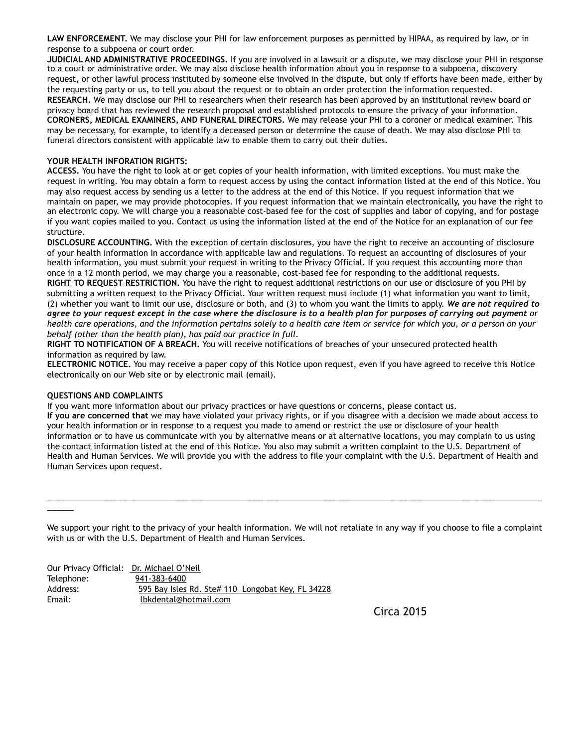**LAW ENFORCEMENT.** We may disclose your PHI for law enforcement purposes as permitted by HIPAA, as required by law, or in response to a subpoena or court order.

**JUDICIAL AND ADMINISTRATIVE PROCEEDINGS.** If you are involved in a lawsuit or a dispute, we may disclose your PHI in response to a court or administrative order. We may also disclose health information about you in response to a subpoena, discovery request, or other lawful process instituted by someone else involved in the dispute, but only if efforts have been made, either by the requesting party or us, to tell you about the request or to obtain an order protection the information requested.

**RESEARCH.** We may disclose our PHI to researchers when their research has been approved by an institutional review board or privacy board that has reviewed the research proposal and established protocols to ensure the privacy of your information.

**CORONERS, MEDICAL EXAMINERS, AND FUNERAL DIRECTORS.** We may release your PHI to a coroner or medical examiner. This may be necessary, for example, to identify a deceased person or determine the cause of death. We may also disclose PHI to funeral directors consistent with applicable law to enable them to carry out their duties.

**YOUR HEALTH INFORATION RIGHTS:**

**ACCESS.** You have the right to look at or get copies of your health information, with limited exceptions. You must make the request in writing. You may obtain a form to request access by using the contact information listed at the end of this Notice. You may also request access by sending us a letter to the address at the end of this Notice. If you request information that we maintain on paper, we may provide photocopies. If you request information that we maintain electronically, you have the right to an electronic copy. We will charge you a reasonable cost-based fee for the cost of supplies and labor of copying, and for postage if you want copies mailed to you. Contact us using the information listed at the end of the Notice for an explanation of our fee structure.

**DISCLOSURE ACCOUNTING.** With the exception of certain disclosures, you have the right to receive an accounting of disclosure of your health information In accordance with applicable law and regulations. To request an accounting of disclosures of your health information, you must submit your request in writing to the Privacy Official. If you request this accounting more than once in a 12 month period, we may charge you a reasonable, cost-based fee for responding to the additional requests.

**RIGHT TO REQUEST RESTRICTION.** You have the right to request additional restrictions on our use or disclosure of you PHI by submitting a written request to the Privacy Official. Your written request must include (1) what information you want to limit, (2) whether you want to limit our use, disclosure or both, and (3) to whom you want the limits to apply. ***We are not required to agree to your request except in the case where the disclosure is to a health plan for purposes of carrying out payment*** *or health care operations, and the information pertains solely to a health care item or service for which you, or a person on your behalf (other than the health plan), has paid our practice In full.*

**RIGHT TO NOTIFICATION OF A BREACH.** You will receive notifications of breaches of your unsecured protected health information as required by law.

**ELECTRONIC NOTICE.** You may receive a paper copy of this Notice upon request, even if you have agreed to receive this Notice electronically on our Web site or by electronic mail (email).

**QUESTIONS AND COMPLAINTS**

If you want more information about our privacy practices or have questions or concerns, please contact us.

**If you are concerned that** we may have violated your privacy rights, or if you disagree with a decision we made about access to your health information or in response to a request you made to amend or restrict the use or disclosure of your health information or to have us communicate with you by alternative means or at alternative locations, you may complain to us using the contact information listed at the end of this Notice. You also may submit a written complaint to the U.S. Department of Health and Human Services. We will provide you with the address to file your complaint with the U.S. Department of Health and Human Services upon request.

---

We support your right to the privacy of your health information. We will not retaliate in any way if you choose to file a complaint with us or with the U.S. Department of Health and Human Services.

Our Privacy Official: Dr. Michael O'Neil
Telephone: 941-383-6400
Address: 595 Bay Isles Rd. Ste# 110 Longobat Key, FL 34228
Email: lbkdental@hotmail.com

Circa 2015